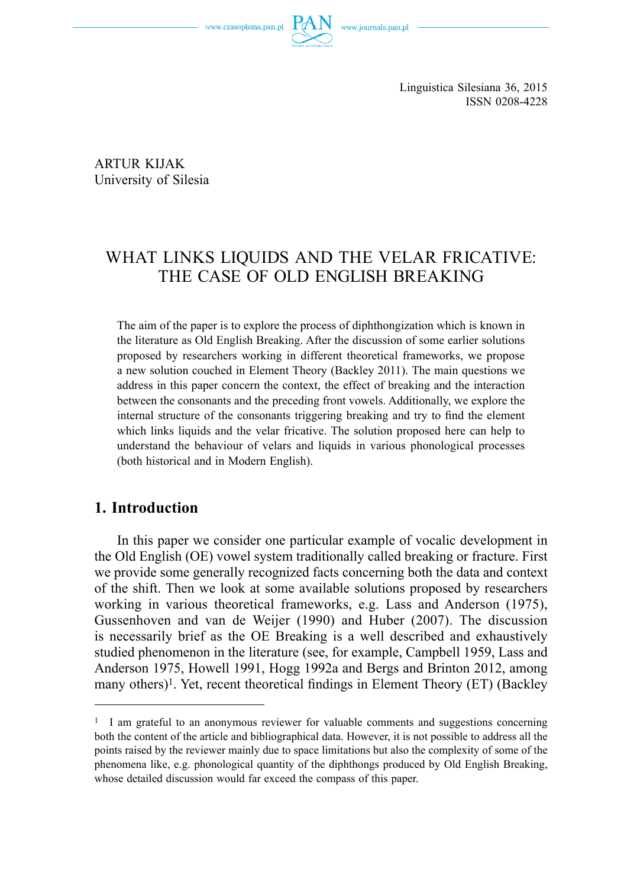Linguistica Silesiana 36, 2015
ISSN 0208-4228

ARTUR KIJAK
University of Silesia

# WHAT LINKS LIQUIDS AND THE VELAR FRICATIVE: THE CASE OF OLD ENGLISH BREAKING

The aim of the paper is to explore the process of diphthongization which is known in the literature as Old English Breaking. After the discussion of some earlier solutions proposed by researchers working in different theoretical frameworks, we propose a new solution couched in Element Theory (Backley 2011). The main questions we address in this paper concern the context, the effect of breaking and the interaction between the consonants and the preceding front vowels. Additionally, we explore the internal structure of the consonants triggering breaking and try to find the element which links liquids and the velar fricative. The solution proposed here can help to understand the behaviour of velars and liquids in various phonological processes (both historical and in Modern English).

## 1. Introduction

In this paper we consider one particular example of vocalic development in the Old English (OE) vowel system traditionally called breaking or fracture. First we provide some generally recognized facts concerning both the data and context of the shift. Then we look at some available solutions proposed by researchers working in various theoretical frameworks, e.g. Lass and Anderson (1975), Gussenhoven and van de Weijer (1990) and Huber (2007). The discussion is necessarily brief as the OE Breaking is a well described and exhaustively studied phenomenon in the literature (see, for example, Campbell 1959, Lass and Anderson 1975, Howell 1991, Hogg 1992a and Bergs and Brinton 2012, among many others)[1]. Yet, recent theoretical findings in Element Theory (ET) (Backley

[1] I am grateful to an anonymous reviewer for valuable comments and suggestions concerning both the content of the article and bibliographical data. However, it is not possible to address all the points raised by the reviewer mainly due to space limitations but also the complexity of some of the phenomena like, e.g. phonological quantity of the diphthongs produced by Old English Breaking, whose detailed discussion would far exceed the compass of this paper.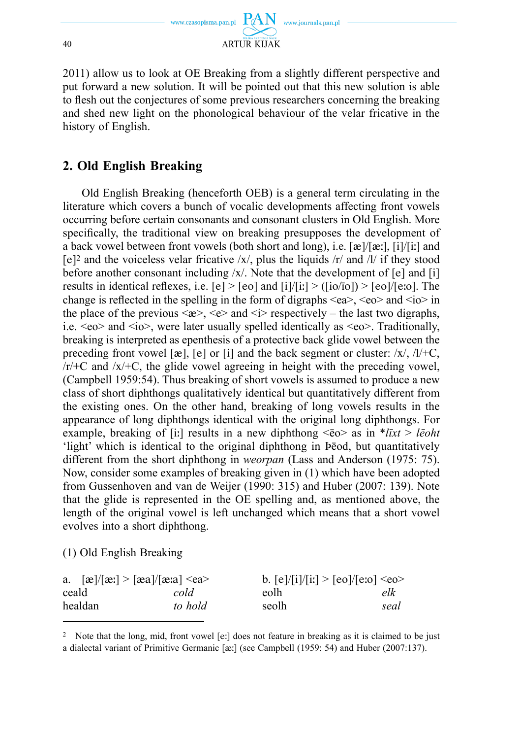2011) allow us to look at OE Breaking from a slightly different perspective and put forward a new solution. It will be pointed out that this new solution is able to flesh out the conjectures of some previous researchers concerning the breaking and shed new light on the phonological behaviour of the velar fricative in the history of English.

## 2. Old English Breaking

Old English Breaking (henceforth OEB) is a general term circulating in the literature which covers a bunch of vocalic developments affecting front vowels occurring before certain consonants and consonant clusters in Old English. More specifically, the traditional view on breaking presupposes the development of a back vowel between front vowels (both short and long), i.e. [æ]/[æː], [i]/[iː] and [e][2] and the voiceless velar fricative /x/, plus the liquids /r/ and /l/ if they stood before another consonant including /x/. Note that the development of [e] and [i] results in identical reflexes, i.e. [e] > [eo] and [i]/[iː] > ([io/īo]) > [eo]/[eːo]. The change is reflected in the spelling in the form of digraphs <ea>, <eo> and <io> in the place of the previous <æ>, <e> and <i> respectively – the last two digraphs, i.e. <eo> and <io>, were later usually spelled identically as <eo>. Traditionally, breaking is interpreted as epenthesis of a protective back glide vowel between the preceding front vowel [æ], [e] or [i] and the back segment or cluster: /x/, /l/+C, /r/+C and /x/+C, the glide vowel agreeing in height with the preceding vowel, (Campbell 1959:54). Thus breaking of short vowels is assumed to produce a new class of short diphthongs qualitatively identical but quantitatively different from the existing ones. On the other hand, breaking of long vowels results in the appearance of long diphthongs identical with the original long diphthongs. For example, breaking of [iː] results in a new diphthong <ēo> as in \**līxt* > *lēoht* 'light' which is identical to the original diphthong in Þēod, but quantitatively different from the short diphthong in *weorpan* (Lass and Anderson (1975: 75). Now, consider some examples of breaking given in (1) which have been adopted from Gussenhoven and van de Weijer (1990: 315) and Huber (2007: 139). Note that the glide is represented in the OE spelling and, as mentioned above, the length of the original vowel is left unchanged which means that a short vowel evolves into a short diphthong.

(1) Old English Breaking

| a. [æ]/[æː] > [æa]/[æːa] <ea> | | b. [e]/[i]/[iː] > [eo]/[eːo] <eo> | |
|---|---|---|---|
| ceald | *cold* | eolh | *elk* |
| healdan | *to hold* | seolh | *seal* |

[2] Note that the long, mid, front vowel [eː] does not feature in breaking as it is claimed to be just a dialectal variant of Primitive Germanic [æː] (see Campbell (1959: 54) and Huber (2007:137).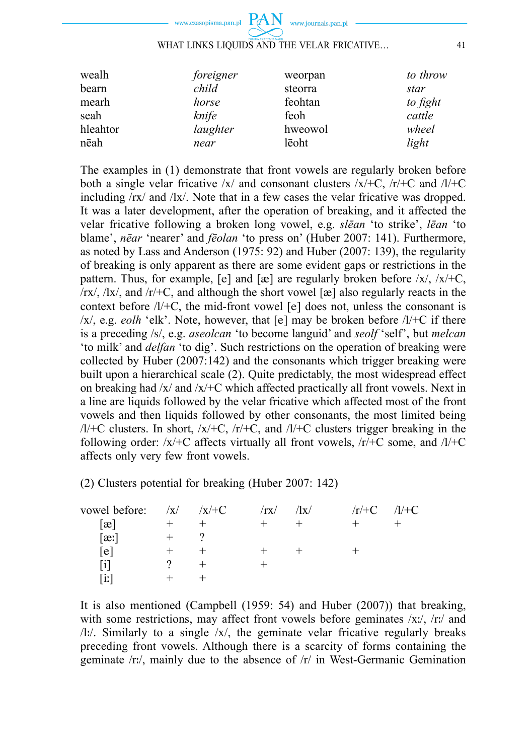| | | | |
|---|---|---|---|
| wealh | *foreigner* | weorpan | *to throw* |
| bearn | *child* | steorra | *star* |
| mearh | *horse* | feohtan | *to fight* |
| seah | *knife* | feoh | *cattle* |
| hleahtor | *laughter* | hweowol | *wheel* |
| nēah | *near* | lēoht | *light* |

The examples in (1) demonstrate that front vowels are regularly broken before both a single velar fricative /x/ and consonant clusters /x/+C, /r/+C and /l/+C including /rx/ and /lx/. Note that in a few cases the velar fricative was dropped. It was a later development, after the operation of breaking, and it affected the velar fricative following a broken long vowel, e.g. *slēan* 'to strike', *lēan* 'to blame', *nēar* 'nearer' and *fēolan* 'to press on' (Huber 2007: 141). Furthermore, as noted by Lass and Anderson (1975: 92) and Huber (2007: 139), the regularity of breaking is only apparent as there are some evident gaps or restrictions in the pattern. Thus, for example, [e] and [æ] are regularly broken before /x/, /x/+C, /rx/, /lx/, and /r/+C, and although the short vowel [æ] also regularly reacts in the context before /l/+C, the mid-front vowel [e] does not, unless the consonant is /x/, e.g. *eolh* 'elk'. Note, however, that [e] may be broken before /l/+C if there is a preceding /s/, e.g. *aseolcan* 'to become languid' and *seolf* 'self', but *melcan* 'to milk' and *delfan* 'to dig'. Such restrictions on the operation of breaking were collected by Huber (2007:142) and the consonants which trigger breaking were built upon a hierarchical scale (2). Quite predictably, the most widespread effect on breaking had /x/ and /x/+C which affected practically all front vowels. Next in a line are liquids followed by the velar fricative which affected most of the front vowels and then liquids followed by other consonants, the most limited being /l/+C clusters. In short, /x/+C, /r/+C, and /l/+C clusters trigger breaking in the following order: /x/+C affects virtually all front vowels, /r/+C some, and /l/+C affects only very few front vowels.

(2) Clusters potential for breaking (Huber 2007: 142)

| vowel before: | /x/ | /x/+C | /rx/ | /lx/ | /r/+C | /l/+C |
|---|---|---|---|---|---|---|
| [æ] | + | + | + | + | + | + |
| [æː] | + | ? | | | | |
| [e] | + | + | + | + | + | |
| [i] | ? | + | + | | | |
| [iː] | + | + | | | | |

It is also mentioned (Campbell (1959: 54) and Huber (2007)) that breaking, with some restrictions, may affect front vowels before geminates /xː/, /rː/ and /lː/. Similarly to a single /x/, the geminate velar fricative regularly breaks preceding front vowels. Although there is a scarcity of forms containing the geminate /rː/, mainly due to the absence of /r/ in West-Germanic Gemination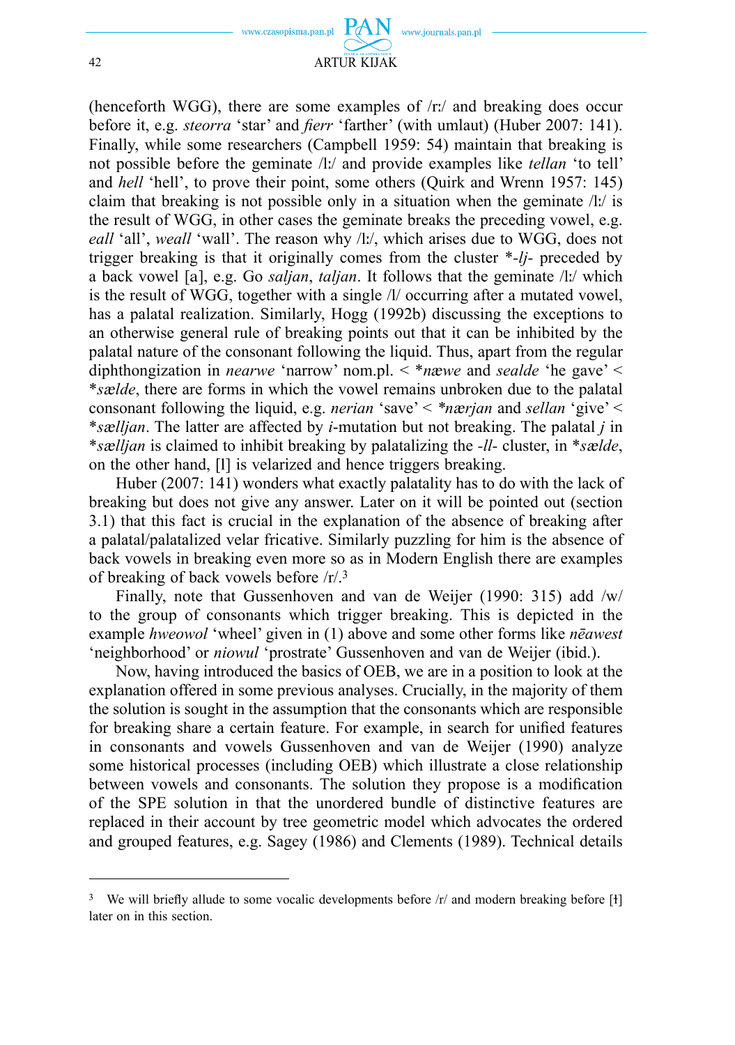(henceforth WGG), there are some examples of /rː/ and breaking does occur before it, e.g. *steorra* 'star' and *fierr* 'farther' (with umlaut) (Huber 2007: 141). Finally, while some researchers (Campbell 1959: 54) maintain that breaking is not possible before the geminate /lː/ and provide examples like *tellan* 'to tell' and *hell* 'hell', to prove their point, some others (Quirk and Wrenn 1957: 145) claim that breaking is not possible only in a situation when the geminate /lː/ is the result of WGG, in other cases the geminate breaks the preceding vowel, e.g. *eall* 'all', *weall* 'wall'. The reason why /lː/, which arises due to WGG, does not trigger breaking is that it originally comes from the cluster \*-*lj*- preceded by a back vowel [a], e.g. Go *saljan*, *taljan*. It follows that the geminate /lː/ which is the result of WGG, together with a single /l/ occurring after a mutated vowel, has a palatal realization. Similarly, Hogg (1992b) discussing the exceptions to an otherwise general rule of breaking points out that it can be inhibited by the palatal nature of the consonant following the liquid. Thus, apart from the regular diphthongization in *nearwe* 'narrow' nom.pl. < \**næwe* and *sealde* 'he gave' < \**sælde*, there are forms in which the vowel remains unbroken due to the palatal consonant following the liquid, e.g. *nerian* 'save' < \**nærjan* and *sellan* 'give' < \**sælljan*. The latter are affected by *i*-mutation but not breaking. The palatal *j* in \**sælljan* is claimed to inhibit breaking by palatalizing the -*ll*- cluster, in \**sælde*, on the other hand, [l] is velarized and hence triggers breaking.

Huber (2007: 141) wonders what exactly palatality has to do with the lack of breaking but does not give any answer. Later on it will be pointed out (section 3.1) that this fact is crucial in the explanation of the absence of breaking after a palatal/palatalized velar fricative. Similarly puzzling for him is the absence of back vowels in breaking even more so as in Modern English there are examples of breaking of back vowels before /r/.[3]

Finally, note that Gussenhoven and van de Weijer (1990: 315) add /w/ to the group of consonants which trigger breaking. This is depicted in the example *hweowol* 'wheel' given in (1) above and some other forms like *nēawest* 'neighborhood' or *niowul* 'prostrate' Gussenhoven and van de Weijer (ibid.).

Now, having introduced the basics of OEB, we are in a position to look at the explanation offered in some previous analyses. Crucially, in the majority of them the solution is sought in the assumption that the consonants which are responsible for breaking share a certain feature. For example, in search for unified features in consonants and vowels Gussenhoven and van de Weijer (1990) analyze some historical processes (including OEB) which illustrate a close relationship between vowels and consonants. The solution they propose is a modification of the SPE solution in that the unordered bundle of distinctive features are replaced in their account by tree geometric model which advocates the ordered and grouped features, e.g. Sagey (1986) and Clements (1989). Technical details

---

[3] We will briefly allude to some vocalic developments before /r/ and modern breaking before [ɫ] later on in this section.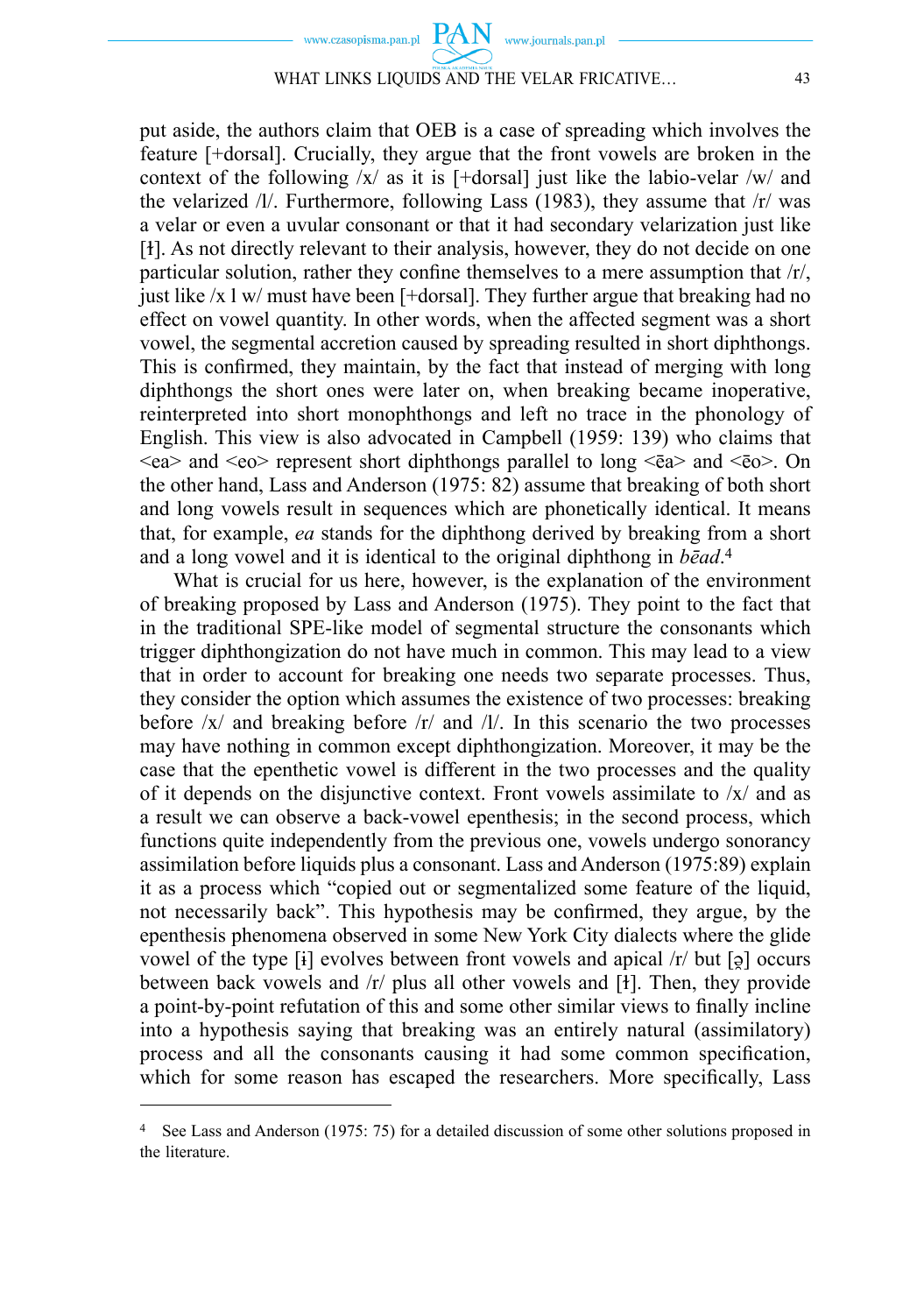put aside, the authors claim that OEB is a case of spreading which involves the feature [+dorsal]. Crucially, they argue that the front vowels are broken in the context of the following /x/ as it is [+dorsal] just like the labio-velar /w/ and the velarized /l/. Furthermore, following Lass (1983), they assume that /r/ was a velar or even a uvular consonant or that it had secondary velarization just like [ɫ]. As not directly relevant to their analysis, however, they do not decide on one particular solution, rather they confine themselves to a mere assumption that /r/, just like /x l w/ must have been [+dorsal]. They further argue that breaking had no effect on vowel quantity. In other words, when the affected segment was a short vowel, the segmental accretion caused by spreading resulted in short diphthongs. This is confirmed, they maintain, by the fact that instead of merging with long diphthongs the short ones were later on, when breaking became inoperative, reinterpreted into short monophthongs and left no trace in the phonology of English. This view is also advocated in Campbell (1959: 139) who claims that <ea> and <eo> represent short diphthongs parallel to long <ēa> and <ēo>. On the other hand, Lass and Anderson (1975: 82) assume that breaking of both short and long vowels result in sequences which are phonetically identical. It means that, for example, *ea* stands for the diphthong derived by breaking from a short and a long vowel and it is identical to the original diphthong in *bēad*.[4]

What is crucial for us here, however, is the explanation of the environment of breaking proposed by Lass and Anderson (1975). They point to the fact that in the traditional SPE-like model of segmental structure the consonants which trigger diphthongization do not have much in common. This may lead to a view that in order to account for breaking one needs two separate processes. Thus, they consider the option which assumes the existence of two processes: breaking before /x/ and breaking before /r/ and /l/. In this scenario the two processes may have nothing in common except diphthongization. Moreover, it may be the case that the epenthetic vowel is different in the two processes and the quality of it depends on the disjunctive context. Front vowels assimilate to /x/ and as a result we can observe a back-vowel epenthesis; in the second process, which functions quite independently from the previous one, vowels undergo sonorancy assimilation before liquids plus a consonant. Lass and Anderson (1975:89) explain it as a process which "copied out or segmentalized some feature of the liquid, not necessarily back". This hypothesis may be confirmed, they argue, by the epenthesis phenomena observed in some New York City dialects where the glide vowel of the type [ɨ] evolves between front vowels and apical /r/ but [ə̠] occurs between back vowels and /r/ plus all other vowels and [ɫ]. Then, they provide a point-by-point refutation of this and some other similar views to finally incline into a hypothesis saying that breaking was an entirely natural (assimilatory) process and all the consonants causing it had some common specification, which for some reason has escaped the researchers. More specifically, Lass

---

[4] See Lass and Anderson (1975: 75) for a detailed discussion of some other solutions proposed in the literature.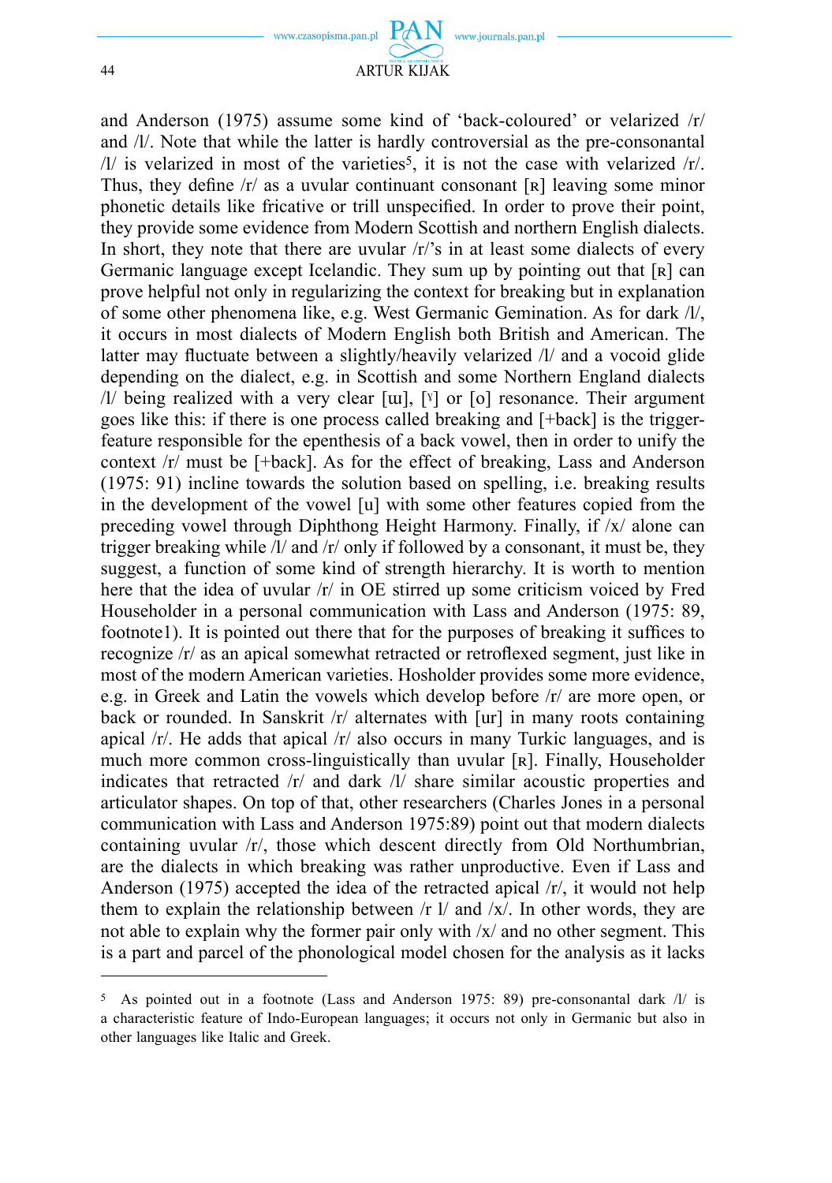and Anderson (1975) assume some kind of 'back-coloured' or velarized /r/ and /l/. Note that while the latter is hardly controversial as the pre-consonantal /l/ is velarized in most of the varieties[5], it is not the case with velarized /r/. Thus, they define /r/ as a uvular continuant consonant [ʀ] leaving some minor phonetic details like fricative or trill unspecified. In order to prove their point, they provide some evidence from Modern Scottish and northern English dialects. In short, they note that there are uvular /r/'s in at least some dialects of every Germanic language except Icelandic. They sum up by pointing out that [ʀ] can prove helpful not only in regularizing the context for breaking but in explanation of some other phenomena like, e.g. West Germanic Gemination. As for dark /l/, it occurs in most dialects of Modern English both British and American. The latter may fluctuate between a slightly/heavily velarized /l/ and a vocoid glide depending on the dialect, e.g. in Scottish and some Northern England dialects /l/ being realized with a very clear [ɯ], [ˠ] or [o] resonance. Their argument goes like this: if there is one process called breaking and [+back] is the trigger-feature responsible for the epenthesis of a back vowel, then in order to unify the context /r/ must be [+back]. As for the effect of breaking, Lass and Anderson (1975: 91) incline towards the solution based on spelling, i.e. breaking results in the development of the vowel [u] with some other features copied from the preceding vowel through Diphthong Height Harmony. Finally, if /x/ alone can trigger breaking while /l/ and /r/ only if followed by a consonant, it must be, they suggest, a function of some kind of strength hierarchy. It is worth to mention here that the idea of uvular /r/ in OE stirred up some criticism voiced by Fred Householder in a personal communication with Lass and Anderson (1975: 89, footnote1). It is pointed out there that for the purposes of breaking it suffices to recognize /r/ as an apical somewhat retracted or retroflexed segment, just like in most of the modern American varieties. Hosholder provides some more evidence, e.g. in Greek and Latin the vowels which develop before /r/ are more open, or back or rounded. In Sanskrit /r/ alternates with [ur] in many roots containing apical /r/. He adds that apical /r/ also occurs in many Turkic languages, and is much more common cross-linguistically than uvular [ʀ]. Finally, Householder indicates that retracted /r/ and dark /l/ share similar acoustic properties and articulator shapes. On top of that, other researchers (Charles Jones in a personal communication with Lass and Anderson 1975:89) point out that modern dialects containing uvular /r/, those which descent directly from Old Northumbrian, are the dialects in which breaking was rather unproductive. Even if Lass and Anderson (1975) accepted the idea of the retracted apical /r/, it would not help them to explain the relationship between /r l/ and /x/. In other words, they are not able to explain why the former pair only with /x/ and no other segment. This is a part and parcel of the phonological model chosen for the analysis as it lacks

[5] As pointed out in a footnote (Lass and Anderson 1975: 89) pre-consonantal dark /l/ is a characteristic feature of Indo-European languages; it occurs not only in Germanic but also in other languages like Italic and Greek.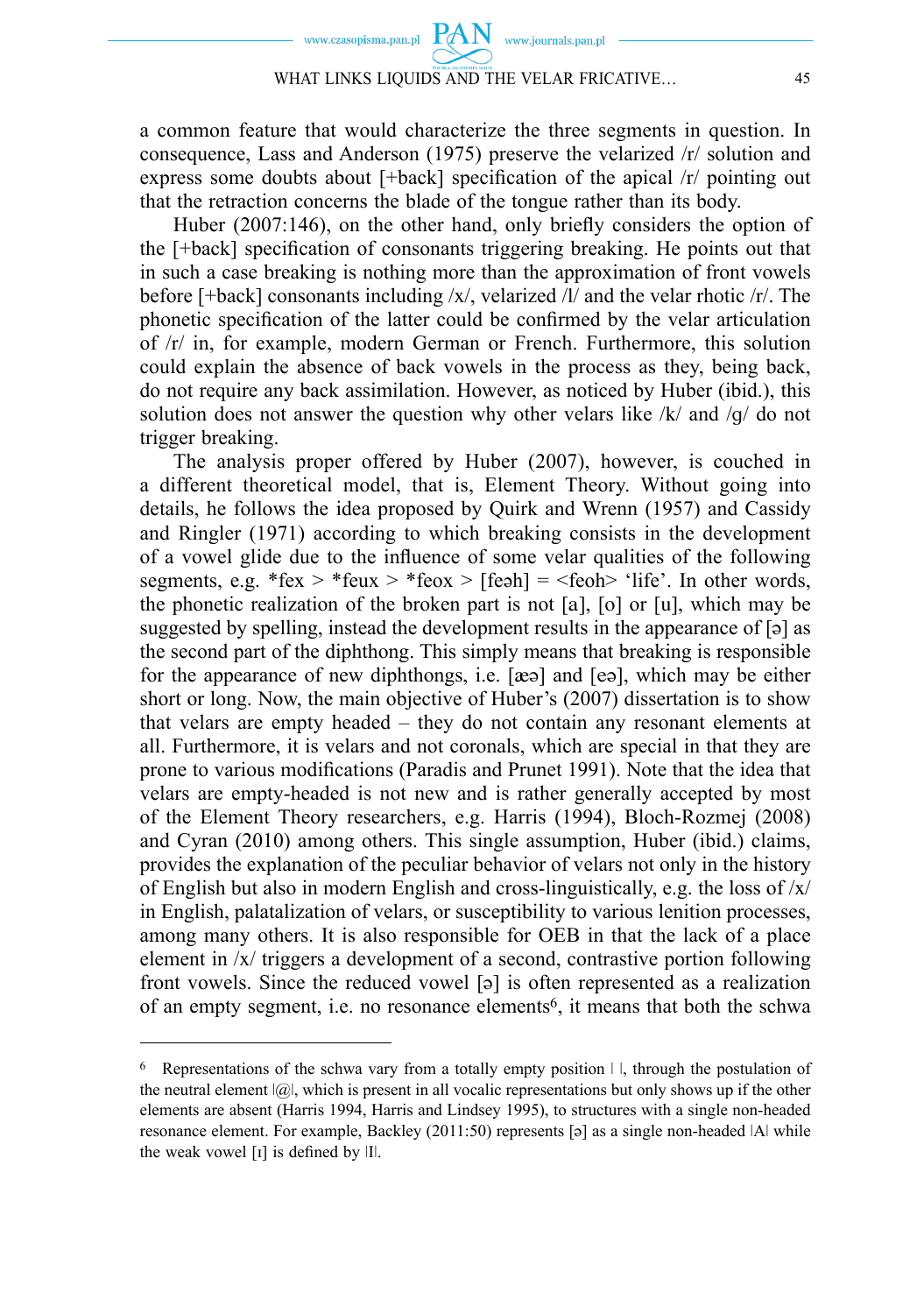a common feature that would characterize the three segments in question. In consequence, Lass and Anderson (1975) preserve the velarized /r/ solution and express some doubts about [+back] specification of the apical /r/ pointing out that the retraction concerns the blade of the tongue rather than its body.

Huber (2007:146), on the other hand, only briefly considers the option of the [+back] specification of consonants triggering breaking. He points out that in such a case breaking is nothing more than the approximation of front vowels before [+back] consonants including /x/, velarized /l/ and the velar rhotic /r/. The phonetic specification of the latter could be confirmed by the velar articulation of /r/ in, for example, modern German or French. Furthermore, this solution could explain the absence of back vowels in the process as they, being back, do not require any back assimilation. However, as noticed by Huber (ibid.), this solution does not answer the question why other velars like /k/ and /g/ do not trigger breaking.

The analysis proper offered by Huber (2007), however, is couched in a different theoretical model, that is, Element Theory. Without going into details, he follows the idea proposed by Quirk and Wrenn (1957) and Cassidy and Ringler (1971) according to which breaking consists in the development of a vowel glide due to the influence of some velar qualities of the following segments, e.g. *fex > *feux > *feox > [feəh] = <feoh> 'life'. In other words, the phonetic realization of the broken part is not [a], [o] or [u], which may be suggested by spelling, instead the development results in the appearance of [ə] as the second part of the diphthong. This simply means that breaking is responsible for the appearance of new diphthongs, i.e. [æə] and [eə], which may be either short or long. Now, the main objective of Huber's (2007) dissertation is to show that velars are empty headed – they do not contain any resonant elements at all. Furthermore, it is velars and not coronals, which are special in that they are prone to various modifications (Paradis and Prunet 1991). Note that the idea that velars are empty-headed is not new and is rather generally accepted by most of the Element Theory researchers, e.g. Harris (1994), Bloch-Rozmej (2008) and Cyran (2010) among others. This single assumption, Huber (ibid.) claims, provides the explanation of the peculiar behavior of velars not only in the history of English but also in modern English and cross-linguistically, e.g. the loss of /x/ in English, palatalization of velars, or susceptibility to various lenition processes, among many others. It is also responsible for OEB in that the lack of a place element in /x/ triggers a development of a second, contrastive portion following front vowels. Since the reduced vowel [ə] is often represented as a realization of an empty segment, i.e. no resonance elements[6], it means that both the schwa

---

[6] Representations of the schwa vary from a totally empty position | |, through the postulation of the neutral element |@|, which is present in all vocalic representations but only shows up if the other elements are absent (Harris 1994, Harris and Lindsey 1995), to structures with a single non-headed resonance element. For example, Backley (2011:50) represents [ə] as a single non-headed |A| while the weak vowel [ɪ] is defined by |I|.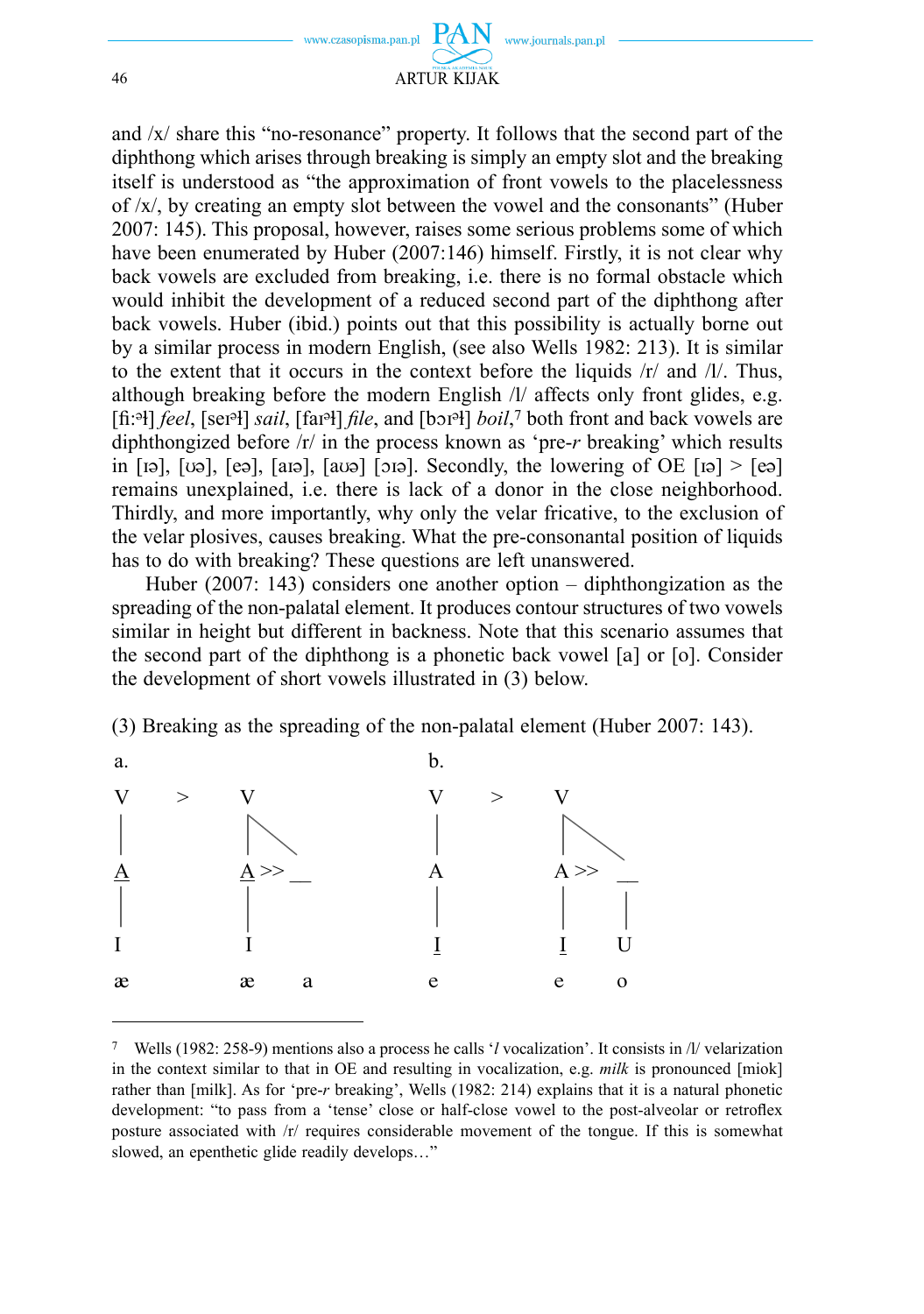and /x/ share this "no-resonance" property. It follows that the second part of the diphthong which arises through breaking is simply an empty slot and the breaking itself is understood as "the approximation of front vowels to the placelessness of /x/, by creating an empty slot between the vowel and the consonants" (Huber 2007: 145). This proposal, however, raises some serious problems some of which have been enumerated by Huber (2007:146) himself. Firstly, it is not clear why back vowels are excluded from breaking, i.e. there is no formal obstacle which would inhibit the development of a reduced second part of the diphthong after back vowels. Huber (ibid.) points out that this possibility is actually borne out by a similar process in modern English, (see also Wells 1982: 213). It is similar to the extent that it occurs in the context before the liquids /r/ and /l/. Thus, although breaking before the modern English /l/ affects only front glides, e.g. [fiːᵊɫ] *feel*, [seɪᵊɫ] *sail*, [faɪᵊɫ] *file*, and [bɔɪᵊɫ] *boil*,[7] both front and back vowels are diphthongized before /r/ in the process known as 'pre-*r* breaking' which results in [ɪə], [ʊə], [eə], [aɪə], [aʊə] [ɔɪə]. Secondly, the lowering of OE [ɪə] > [eə] remains unexplained, i.e. there is lack of a donor in the close neighborhood. Thirdly, and more importantly, why only the velar fricative, to the exclusion of the velar plosives, causes breaking. What the pre-consonantal position of liquids has to do with breaking? These questions are left unanswered.

Huber (2007: 143) considers one another option – diphthongization as the spreading of the non-palatal element. It produces contour structures of two vowels similar in height but different in backness. Note that this scenario assumes that the second part of the diphthong is a phonetic back vowel [a] or [o]. Consider the development of short vowels illustrated in (3) below.

(3) Breaking as the spreading of the non-palatal element (Huber 2007: 143).

```
a.                          b.
V    >   V                  V    >   V
|        |\                 |        |\
A        A >> __            A        A >> __
|        |                  |        |     |
I        I                  I        I     U
æ        æ    a             e        e     o
```

(In a., A is underlined; in b., I is underlined.)

---

[7] Wells (1982: 258-9) mentions also a process he calls '*l* vocalization'. It consists in /l/ velarization in the context similar to that in OE and resulting in vocalization, e.g. *milk* is pronounced [miok] rather than [milk]. As for 'pre-*r* breaking', Wells (1982: 214) explains that it is a natural phonetic development: "to pass from a 'tense' close or half-close vowel to the post-alveolar or retroflex posture associated with /r/ requires considerable movement of the tongue. If this is somewhat slowed, an epenthetic glide readily develops…"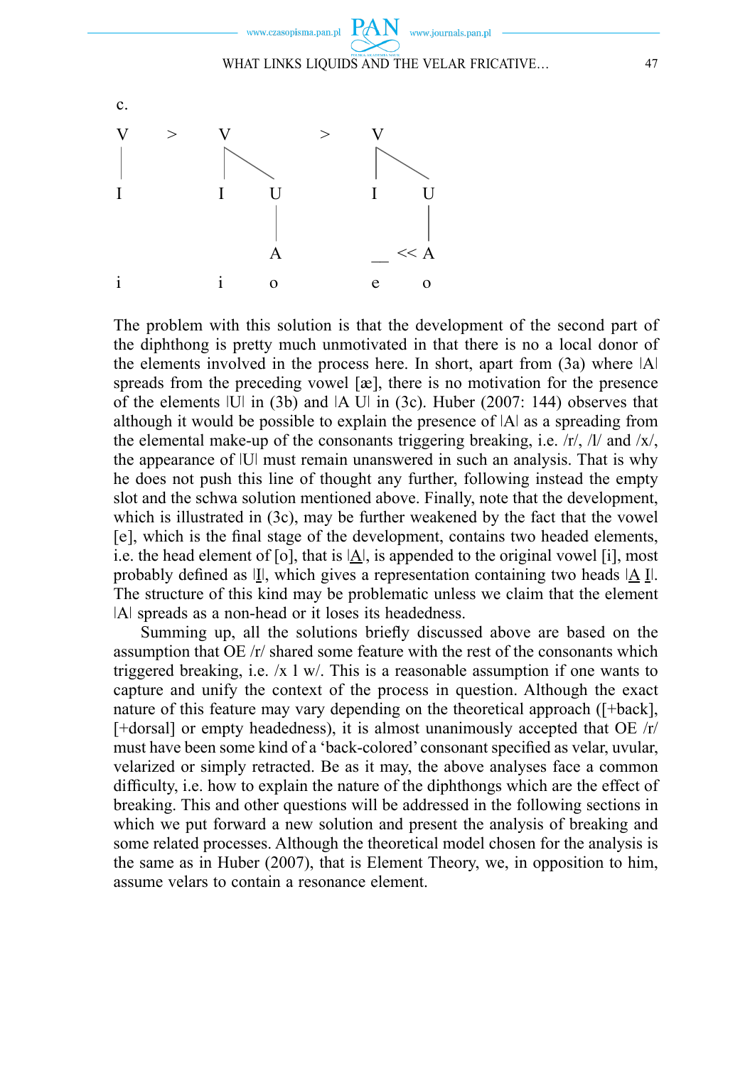c.

```
V   >   V         >   V
|       |\            |\
I       I  U          I   U
           |              |
           A          __ << A

i       i  o          e   o
```

The problem with this solution is that the development of the second part of the diphthong is pretty much unmotivated in that there is no a local donor of the elements involved in the process here. In short, apart from (3a) where |A| spreads from the preceding vowel [æ], there is no motivation for the presence of the elements |U| in (3b) and |A U| in (3c). Huber (2007: 144) observes that although it would be possible to explain the presence of |A| as a spreading from the elemental make-up of the consonants triggering breaking, i.e. /r/, /l/ and /x/, the appearance of |U| must remain unanswered in such an analysis. That is why he does not push this line of thought any further, following instead the empty slot and the schwa solution mentioned above. Finally, note that the development, which is illustrated in (3c), may be further weakened by the fact that the vowel [e], which is the final stage of the development, contains two headed elements, i.e. the head element of [o], that is |<u>A</u>|, is appended to the original vowel [i], most probably defined as |<u>I</u>|, which gives a representation containing two heads |<u>A</u> <u>I</u>|. The structure of this kind may be problematic unless we claim that the element |A| spreads as a non-head or it loses its headedness.

Summing up, all the solutions briefly discussed above are based on the assumption that OE /r/ shared some feature with the rest of the consonants which triggered breaking, i.e. /x l w/. This is a reasonable assumption if one wants to capture and unify the context of the process in question. Although the exact nature of this feature may vary depending on the theoretical approach ([+back], [+dorsal] or empty headedness), it is almost unanimously accepted that OE /r/ must have been some kind of a 'back-colored' consonant specified as velar, uvular, velarized or simply retracted. Be as it may, the above analyses face a common difficulty, i.e. how to explain the nature of the diphthongs which are the effect of breaking. This and other questions will be addressed in the following sections in which we put forward a new solution and present the analysis of breaking and some related processes. Although the theoretical model chosen for the analysis is the same as in Huber (2007), that is Element Theory, we, in opposition to him, assume velars to contain a resonance element.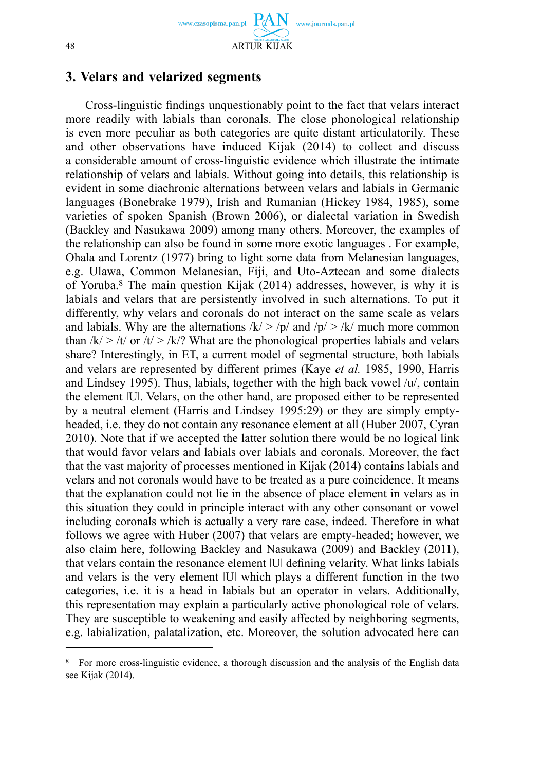## 3. Velars and velarized segments

Cross-linguistic findings unquestionably point to the fact that velars interact more readily with labials than coronals. The close phonological relationship is even more peculiar as both categories are quite distant articulatorily. These and other observations have induced Kijak (2014) to collect and discuss a considerable amount of cross-linguistic evidence which illustrate the intimate relationship of velars and labials. Without going into details, this relationship is evident in some diachronic alternations between velars and labials in Germanic languages (Bonebrake 1979), Irish and Rumanian (Hickey 1984, 1985), some varieties of spoken Spanish (Brown 2006), or dialectal variation in Swedish (Backley and Nasukawa 2009) among many others. Moreover, the examples of the relationship can also be found in some more exotic languages . For example, Ohala and Lorentz (1977) bring to light some data from Melanesian languages, e.g. Ulawa, Common Melanesian, Fiji, and Uto-Aztecan and some dialects of Yoruba.[8] The main question Kijak (2014) addresses, however, is why it is labials and velars that are persistently involved in such alternations. To put it differently, why velars and coronals do not interact on the same scale as velars and labials. Why are the alternations /k/ > /p/ and /p/ > /k/ much more common than /k/ > /t/ or /t/ > /k/? What are the phonological properties labials and velars share? Interestingly, in ET, a current model of segmental structure, both labials and velars are represented by different primes (Kaye *et al.* 1985, 1990, Harris and Lindsey 1995). Thus, labials, together with the high back vowel /u/, contain the element |U|. Velars, on the other hand, are proposed either to be represented by a neutral element (Harris and Lindsey 1995:29) or they are simply empty-headed, i.e. they do not contain any resonance element at all (Huber 2007, Cyran 2010). Note that if we accepted the latter solution there would be no logical link that would favor velars and labials over labials and coronals. Moreover, the fact that the vast majority of processes mentioned in Kijak (2014) contains labials and velars and not coronals would have to be treated as a pure coincidence. It means that the explanation could not lie in the absence of place element in velars as in this situation they could in principle interact with any other consonant or vowel including coronals which is actually a very rare case, indeed. Therefore in what follows we agree with Huber (2007) that velars are empty-headed; however, we also claim here, following Backley and Nasukawa (2009) and Backley (2011), that velars contain the resonance element |U| defining velarity. What links labials and velars is the very element |U| which plays a different function in the two categories, i.e. it is a head in labials but an operator in velars. Additionally, this representation may explain a particularly active phonological role of velars. They are susceptible to weakening and easily affected by neighboring segments, e.g. labialization, palatalization, etc. Moreover, the solution advocated here can

[8] For more cross-linguistic evidence, a thorough discussion and the analysis of the English data see Kijak (2014).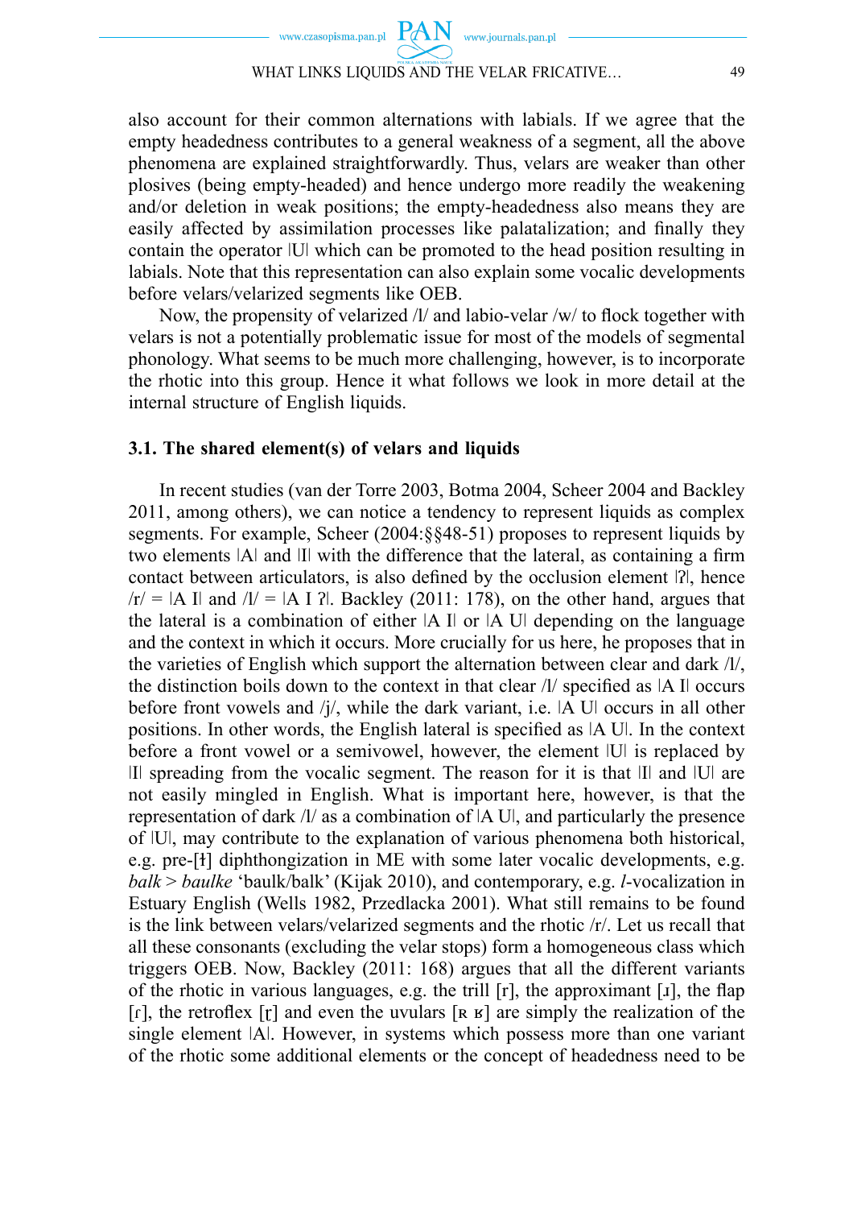also account for their common alternations with labials. If we agree that the empty headedness contributes to a general weakness of a segment, all the above phenomena are explained straightforwardly. Thus, velars are weaker than other plosives (being empty-headed) and hence undergo more readily the weakening and/or deletion in weak positions; the empty-headedness also means they are easily affected by assimilation processes like palatalization; and finally they contain the operator |U| which can be promoted to the head position resulting in labials. Note that this representation can also explain some vocalic developments before velars/velarized segments like OEB.

Now, the propensity of velarized /l/ and labio-velar /w/ to flock together with velars is not a potentially problematic issue for most of the models of segmental phonology. What seems to be much more challenging, however, is to incorporate the rhotic into this group. Hence it what follows we look in more detail at the internal structure of English liquids.

### 3.1. The shared element(s) of velars and liquids

In recent studies (van der Torre 2003, Botma 2004, Scheer 2004 and Backley 2011, among others), we can notice a tendency to represent liquids as complex segments. For example, Scheer (2004:§§48-51) proposes to represent liquids by two elements |A| and |I| with the difference that the lateral, as containing a firm contact between articulators, is also defined by the occlusion element |ʔ|, hence /r/ = |A I| and /l/ = |A I ʔ|. Backley (2011: 178), on the other hand, argues that the lateral is a combination of either |A I| or |A U| depending on the language and the context in which it occurs. More crucially for us here, he proposes that in the varieties of English which support the alternation between clear and dark /l/, the distinction boils down to the context in that clear /l/ specified as |A I| occurs before front vowels and /j/, while the dark variant, i.e. |A U| occurs in all other positions. In other words, the English lateral is specified as |A U|. In the context before a front vowel or a semivowel, however, the element |U| is replaced by |I| spreading from the vocalic segment. The reason for it is that |I| and |U| are not easily mingled in English. What is important here, however, is that the representation of dark /l/ as a combination of |A U|, and particularly the presence of |U|, may contribute to the explanation of various phenomena both historical, e.g. pre-[ɫ] diphthongization in ME with some later vocalic developments, e.g. *balk* > *baulke* 'baulk/balk' (Kijak 2010), and contemporary, e.g. *l*-vocalization in Estuary English (Wells 1982, Przedlacka 2001). What still remains to be found is the link between velars/velarized segments and the rhotic /r/. Let us recall that all these consonants (excluding the velar stops) form a homogeneous class which triggers OEB. Now, Backley (2011: 168) argues that all the different variants of the rhotic in various languages, e.g. the trill [r], the approximant [ɹ], the flap [ɾ], the retroflex [ɽ] and even the uvulars [ʀ ʁ] are simply the realization of the single element |A|. However, in systems which possess more than one variant of the rhotic some additional elements or the concept of headedness need to be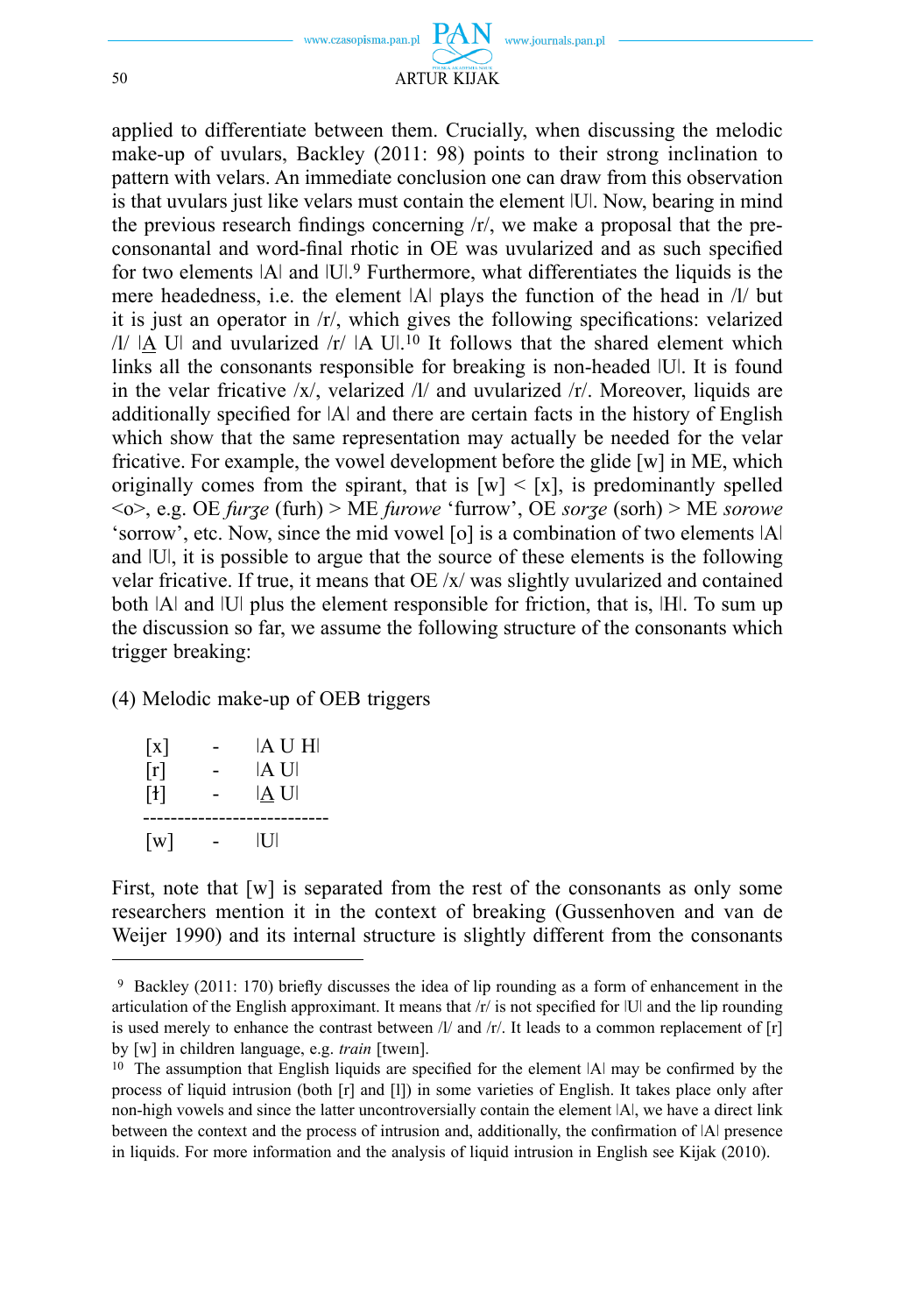applied to differentiate between them. Crucially, when discussing the melodic make-up of uvulars, Backley (2011: 98) points to their strong inclination to pattern with velars. An immediate conclusion one can draw from this observation is that uvulars just like velars must contain the element |U|. Now, bearing in mind the previous research findings concerning /r/, we make a proposal that the pre-consonantal and word-final rhotic in OE was uvularized and as such specified for two elements |A| and |U|.[9] Furthermore, what differentiates the liquids is the mere headedness, i.e. the element |A| plays the function of the head in /l/ but it is just an operator in /r/, which gives the following specifications: velarized /l/ |<u>A</u> U| and uvularized /r/ |A U|.[10] It follows that the shared element which links all the consonants responsible for breaking is non-headed |U|. It is found in the velar fricative /x/, velarized /l/ and uvularized /r/. Moreover, liquids are additionally specified for |A| and there are certain facts in the history of English which show that the same representation may actually be needed for the velar fricative. For example, the vowel development before the glide [w] in ME, which originally comes from the spirant, that is [w] < [x], is predominantly spelled <o>, e.g. OE *furȝe* (furh) > ME *furowe* 'furrow', OE *sorȝe* (sorh) > ME *sorowe* 'sorrow', etc. Now, since the mid vowel [o] is a combination of two elements |A| and |U|, it is possible to argue that the source of these elements is the following velar fricative. If true, it means that OE /x/ was slightly uvularized and contained both |A| and |U| plus the element responsible for friction, that is, |H|. To sum up the discussion so far, we assume the following structure of the consonants which trigger breaking:

(4) Melodic make-up of OEB triggers

[x] - |A U H|
[r] - |A U|
[ɫ] - |<u>A</u> U|
--------------------------
[w] - |U|

First, note that [w] is separated from the rest of the consonants as only some researchers mention it in the context of breaking (Gussenhoven and van de Weijer 1990) and its internal structure is slightly different from the consonants

---

[9] Backley (2011: 170) briefly discusses the idea of lip rounding as a form of enhancement in the articulation of the English approximant. It means that /r/ is not specified for |U| and the lip rounding is used merely to enhance the contrast between /l/ and /r/. It leads to a common replacement of [r] by [w] in children language, e.g. *train* [tweɪn].

[10] The assumption that English liquids are specified for the element |A| may be confirmed by the process of liquid intrusion (both [r] and [l]) in some varieties of English. It takes place only after non-high vowels and since the latter uncontroversially contain the element |A|, we have a direct link between the context and the process of intrusion and, additionally, the confirmation of |A| presence in liquids. For more information and the analysis of liquid intrusion in English see Kijak (2010).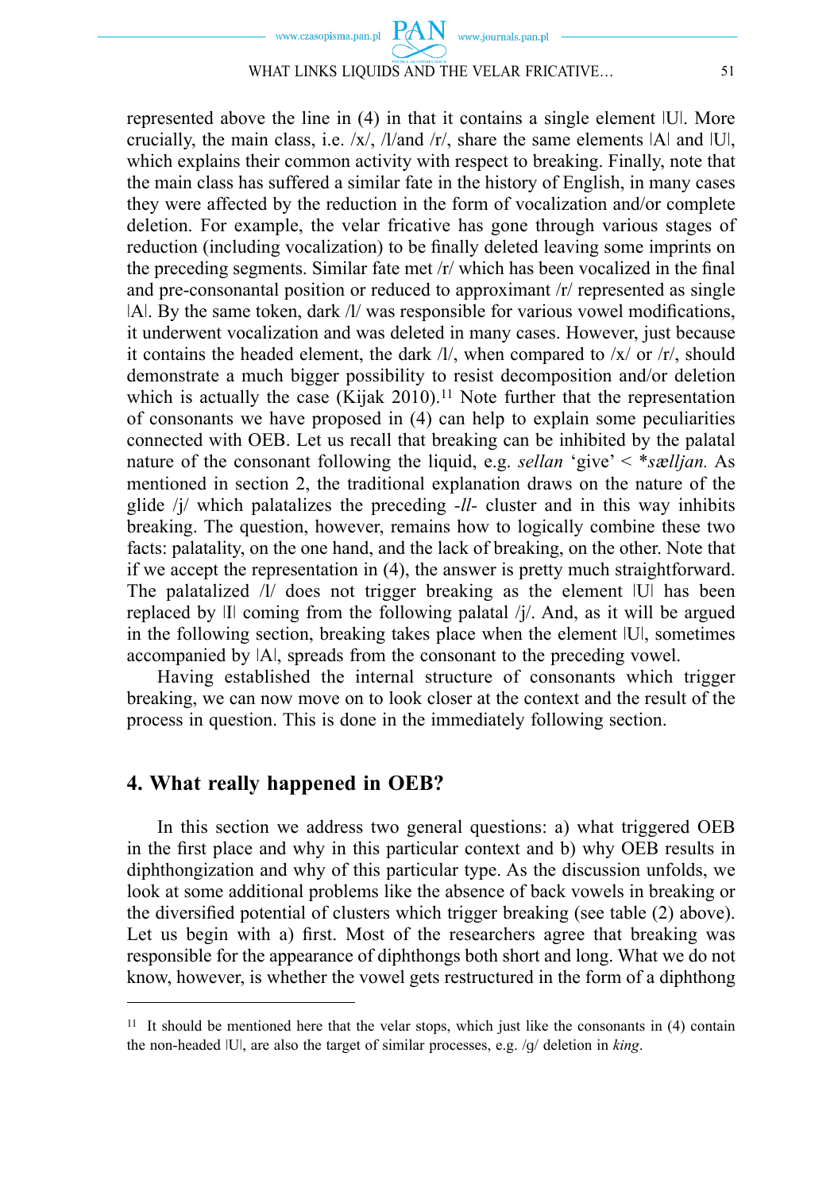represented above the line in (4) in that it contains a single element |U|. More crucially, the main class, i.e. /x/, /l/and /r/, share the same elements |A| and |U|, which explains their common activity with respect to breaking. Finally, note that the main class has suffered a similar fate in the history of English, in many cases they were affected by the reduction in the form of vocalization and/or complete deletion. For example, the velar fricative has gone through various stages of reduction (including vocalization) to be finally deleted leaving some imprints on the preceding segments. Similar fate met /r/ which has been vocalized in the final and pre-consonantal position or reduced to approximant /r/ represented as single |A|. By the same token, dark /l/ was responsible for various vowel modifications, it underwent vocalization and was deleted in many cases. However, just because it contains the headed element, the dark /l/, when compared to /x/ or /r/, should demonstrate a much bigger possibility to resist decomposition and/or deletion which is actually the case (Kijak 2010).[11] Note further that the representation of consonants we have proposed in (4) can help to explain some peculiarities connected with OEB. Let us recall that breaking can be inhibited by the palatal nature of the consonant following the liquid, e.g. *sellan* 'give' < **sælljan.* As mentioned in section 2, the traditional explanation draws on the nature of the glide /j/ which palatalizes the preceding *-ll-* cluster and in this way inhibits breaking. The question, however, remains how to logically combine these two facts: palatality, on the one hand, and the lack of breaking, on the other. Note that if we accept the representation in (4), the answer is pretty much straightforward. The palatalized /l/ does not trigger breaking as the element |U| has been replaced by |I| coming from the following palatal /j/. And, as it will be argued in the following section, breaking takes place when the element |U|, sometimes accompanied by |A|, spreads from the consonant to the preceding vowel.

Having established the internal structure of consonants which trigger breaking, we can now move on to look closer at the context and the result of the process in question. This is done in the immediately following section.

## 4. What really happened in OEB?

In this section we address two general questions: a) what triggered OEB in the first place and why in this particular context and b) why OEB results in diphthongization and why of this particular type. As the discussion unfolds, we look at some additional problems like the absence of back vowels in breaking or the diversified potential of clusters which trigger breaking (see table (2) above). Let us begin with a) first. Most of the researchers agree that breaking was responsible for the appearance of diphthongs both short and long. What we do not know, however, is whether the vowel gets restructured in the form of a diphthong

---

[11] It should be mentioned here that the velar stops, which just like the consonants in (4) contain the non-headed |U|, are also the target of similar processes, e.g. /g/ deletion in *king*.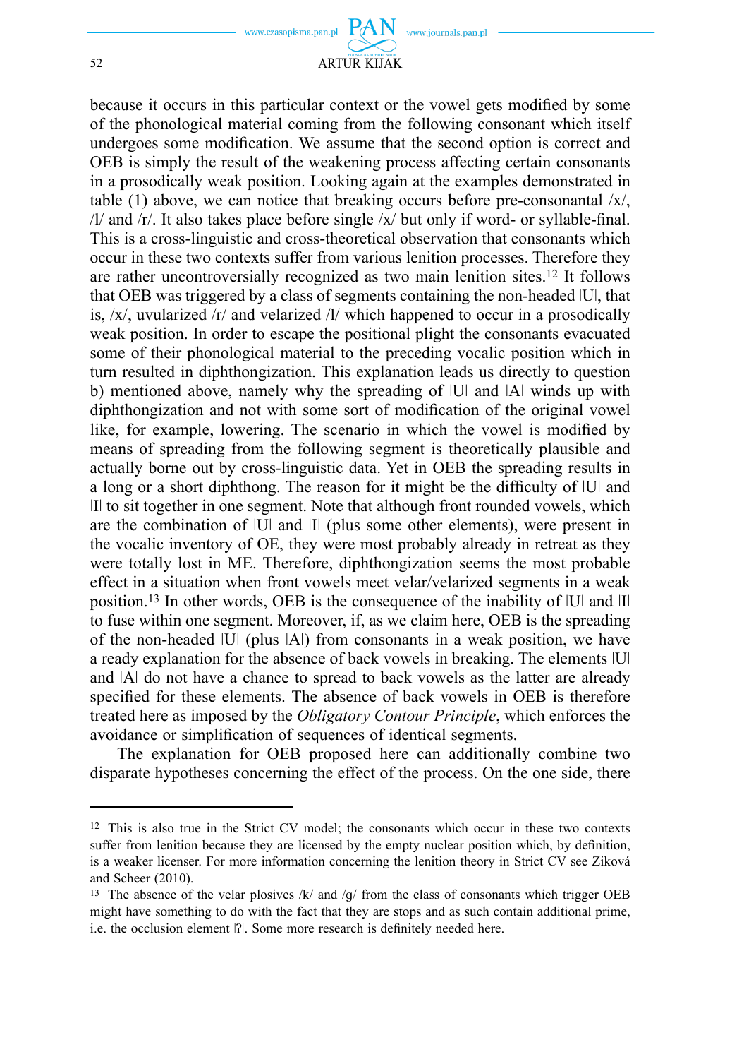because it occurs in this particular context or the vowel gets modified by some of the phonological material coming from the following consonant which itself undergoes some modification. We assume that the second option is correct and OEB is simply the result of the weakening process affecting certain consonants in a prosodically weak position. Looking again at the examples demonstrated in table (1) above, we can notice that breaking occurs before pre-consonantal /x/, /l/ and /r/. It also takes place before single /x/ but only if word- or syllable-final. This is a cross-linguistic and cross-theoretical observation that consonants which occur in these two contexts suffer from various lenition processes. Therefore they are rather uncontroversially recognized as two main lenition sites.[12] It follows that OEB was triggered by a class of segments containing the non-headed |U|, that is, /x/, uvularized /r/ and velarized /l/ which happened to occur in a prosodically weak position. In order to escape the positional plight the consonants evacuated some of their phonological material to the preceding vocalic position which in turn resulted in diphthongization. This explanation leads us directly to question b) mentioned above, namely why the spreading of |U| and |A| winds up with diphthongization and not with some sort of modification of the original vowel like, for example, lowering. The scenario in which the vowel is modified by means of spreading from the following segment is theoretically plausible and actually borne out by cross-linguistic data. Yet in OEB the spreading results in a long or a short diphthong. The reason for it might be the difficulty of |U| and |I| to sit together in one segment. Note that although front rounded vowels, which are the combination of |U| and |I| (plus some other elements), were present in the vocalic inventory of OE, they were most probably already in retreat as they were totally lost in ME. Therefore, diphthongization seems the most probable effect in a situation when front vowels meet velar/velarized segments in a weak position.[13] In other words, OEB is the consequence of the inability of |U| and |I| to fuse within one segment. Moreover, if, as we claim here, OEB is the spreading of the non-headed |U| (plus |A|) from consonants in a weak position, we have a ready explanation for the absence of back vowels in breaking. The elements |U| and |A| do not have a chance to spread to back vowels as the latter are already specified for these elements. The absence of back vowels in OEB is therefore treated here as imposed by the *Obligatory Contour Principle*, which enforces the avoidance or simplification of sequences of identical segments.

The explanation for OEB proposed here can additionally combine two disparate hypotheses concerning the effect of the process. On the one side, there

---

[12] This is also true in the Strict CV model; the consonants which occur in these two contexts suffer from lenition because they are licensed by the empty nuclear position which, by definition, is a weaker licenser. For more information concerning the lenition theory in Strict CV see Ziková and Scheer (2010).

[13] The absence of the velar plosives /k/ and /g/ from the class of consonants which trigger OEB might have something to do with the fact that they are stops and as such contain additional prime, i.e. the occlusion element |ʔ|. Some more research is definitely needed here.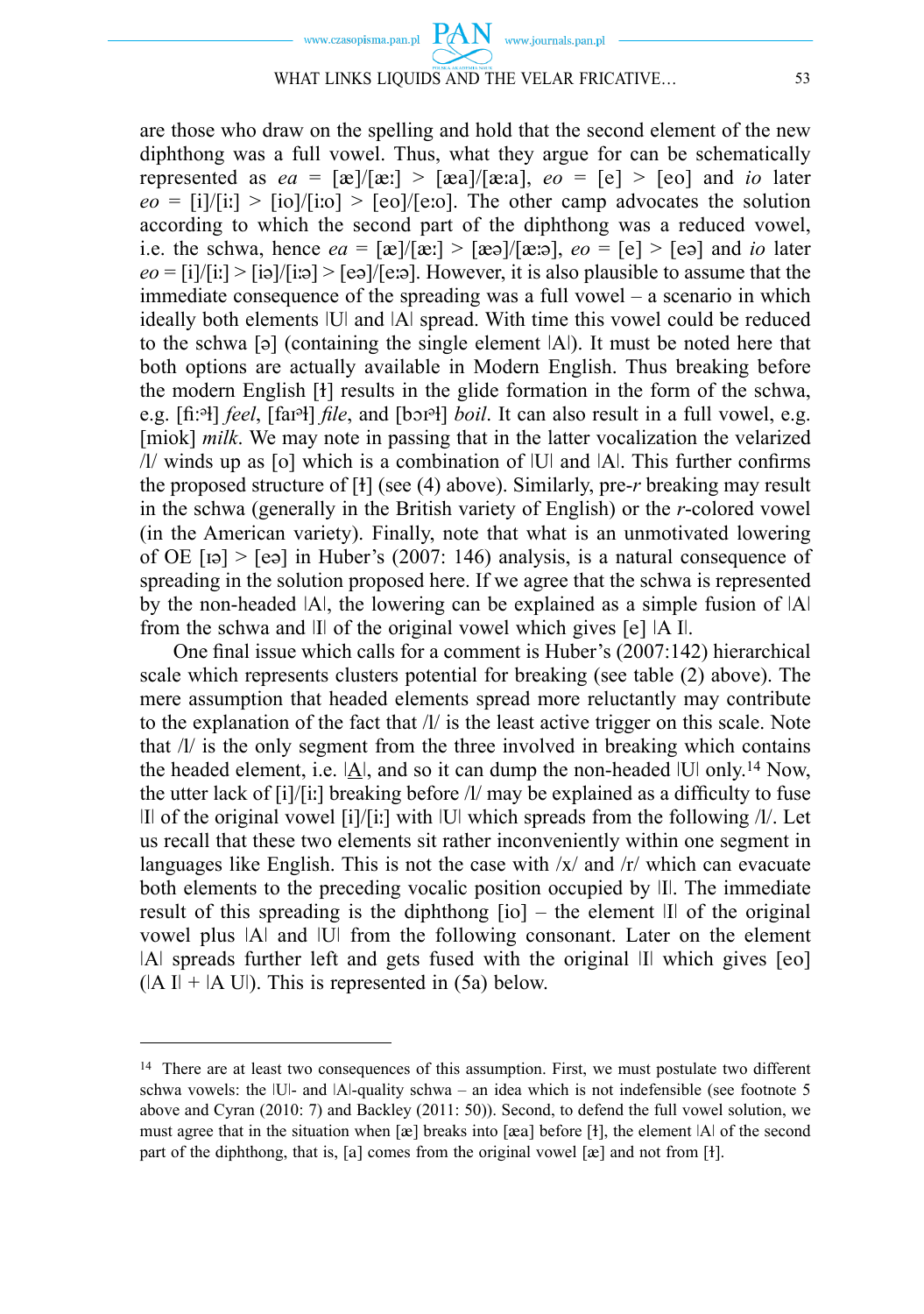are those who draw on the spelling and hold that the second element of the new diphthong was a full vowel. Thus, what they argue for can be schematically represented as *ea* = [æ]/[æː] > [æa]/[æːa], *eo* = [e] > [eo] and *io* later *eo* = [i]/[iː] > [io]/[iːo] > [eo]/[eːo]. The other camp advocates the solution according to which the second part of the diphthong was a reduced vowel, i.e. the schwa, hence *ea* = [æ]/[æː] > [æə]/[æːə], *eo* = [e] > [eə] and *io* later *eo* = [i]/[iː] > [iə]/[iːə] > [eə]/[eːə]. However, it is also plausible to assume that the immediate consequence of the spreading was a full vowel – a scenario in which ideally both elements |U| and |A| spread. With time this vowel could be reduced to the schwa [ə] (containing the single element |A|). It must be noted here that both options are actually available in Modern English. Thus breaking before the modern English [ɫ] results in the glide formation in the form of the schwa, e.g. [fiːᵊɫ] *feel*, [faɪᵊɫ] *file*, and [bɔɪᵊɫ] *boil*. It can also result in a full vowel, e.g. [miok] *milk*. We may note in passing that in the latter vocalization the velarized /l/ winds up as [o] which is a combination of |U| and |A|. This further confirms the proposed structure of [ɫ] (see (4) above). Similarly, pre-*r* breaking may result in the schwa (generally in the British variety of English) or the *r*-colored vowel (in the American variety). Finally, note that what is an unmotivated lowering of OE [ɪə] > [eə] in Huber's (2007: 146) analysis, is a natural consequence of spreading in the solution proposed here. If we agree that the schwa is represented by the non-headed |A|, the lowering can be explained as a simple fusion of |A| from the schwa and |I| of the original vowel which gives [e] |A I|.

One final issue which calls for a comment is Huber's (2007:142) hierarchical scale which represents clusters potential for breaking (see table (2) above). The mere assumption that headed elements spread more reluctantly may contribute to the explanation of the fact that /l/ is the least active trigger on this scale. Note that /l/ is the only segment from the three involved in breaking which contains the headed element, i.e. |<u>A</u>|, and so it can dump the non-headed |U| only.[14] Now, the utter lack of [i]/[iː] breaking before /l/ may be explained as a difficulty to fuse |I| of the original vowel [i]/[iː] with |U| which spreads from the following /l/. Let us recall that these two elements sit rather inconveniently within one segment in languages like English. This is not the case with /x/ and /r/ which can evacuate both elements to the preceding vocalic position occupied by |I|. The immediate result of this spreading is the diphthong [io] – the element |I| of the original vowel plus |A| and |U| from the following consonant. Later on the element |A| spreads further left and gets fused with the original |I| which gives [eo] (|A I| + |A U|). This is represented in (5a) below.

---

[14] There are at least two consequences of this assumption. First, we must postulate two different schwa vowels: the |U|- and |A|-quality schwa – an idea which is not indefensible (see footnote 5 above and Cyran (2010: 7) and Backley (2011: 50)). Second, to defend the full vowel solution, we must agree that in the situation when [æ] breaks into [æa] before [ɫ], the element |A| of the second part of the diphthong, that is, [a] comes from the original vowel [æ] and not from [ɫ].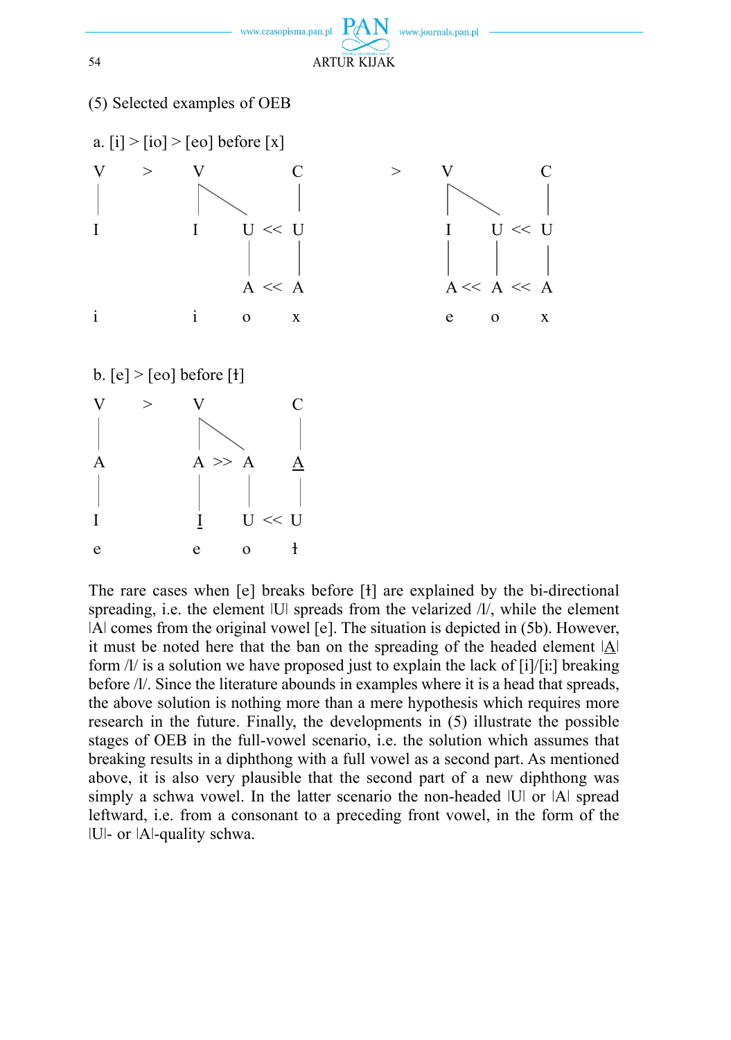(5) Selected examples of OEB

a. [i] > [io] > [eo] before [x]

```
V    >    V           C         >    V           C
|         | \         |              | \         |
I         I   U  <<  U              I   U  <<  U
              |       |              |   |       |
              A  <<  A              A << A  <<  A
i         i   o       x              e   o       x
```

b. [e] > [eo] before [ɫ]

```
V    >    V           C
|         | \         |
A         A  >>  A    A (underlined)
|         |      |    |
I         I      U << U
          (I underlined)
e         e      o    ɫ
```

The rare cases when [e] breaks before [ɫ] are explained by the bi-directional spreading, i.e. the element |U| spreads from the velarized /l/, while the element |A| comes from the original vowel [e]. The situation is depicted in (5b). However, it must be noted here that the ban on the spreading of the headed element |A| form /l/ is a solution we have proposed just to explain the lack of [i]/[iː] breaking before /l/. Since the literature abounds in examples where it is a head that spreads, the above solution is nothing more than a mere hypothesis which requires more research in the future. Finally, the developments in (5) illustrate the possible stages of OEB in the full-vowel scenario, i.e. the solution which assumes that breaking results in a diphthong with a full vowel as a second part. As mentioned above, it is also very plausible that the second part of a new diphthong was simply a schwa vowel. In the latter scenario the non-headed |U| or |A| spread leftward, i.e. from a consonant to a preceding front vowel, in the form of the |U|- or |A|-quality schwa.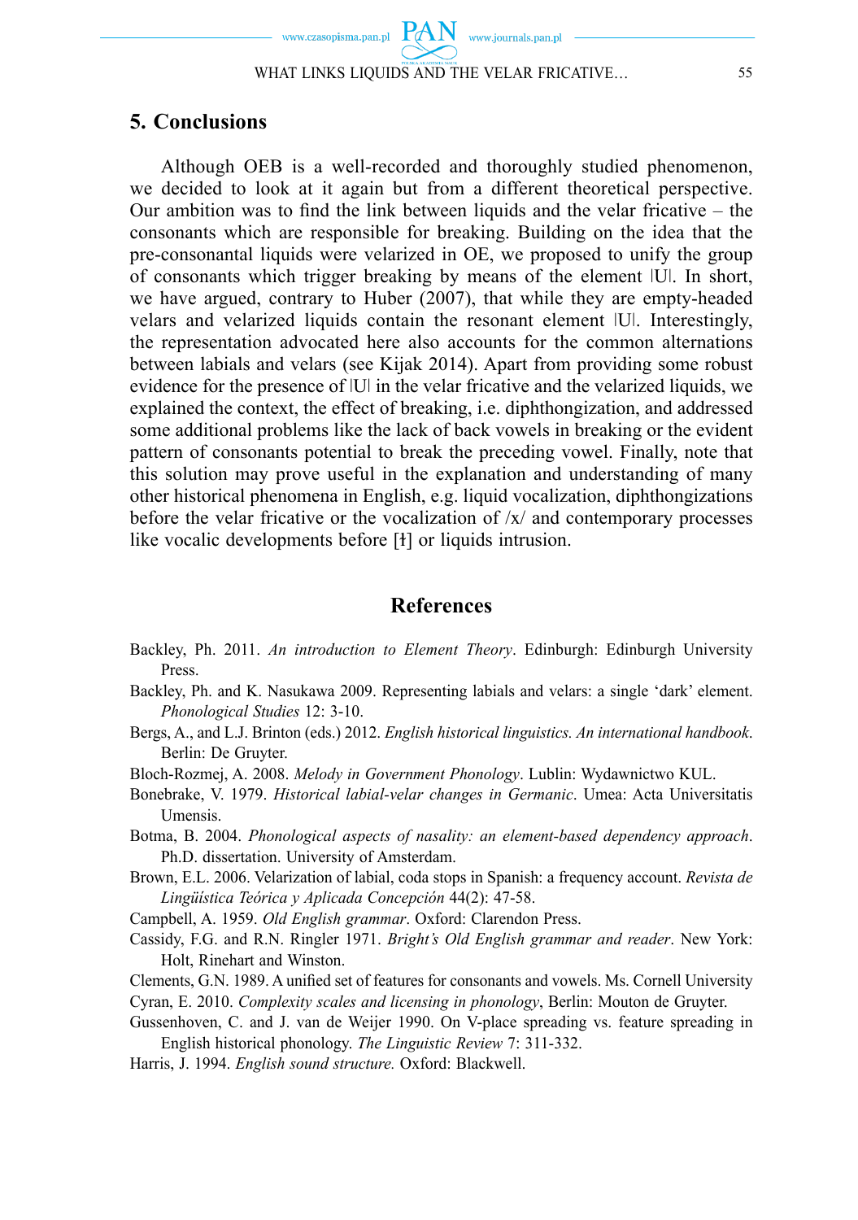## 5. Conclusions

Although OEB is a well-recorded and thoroughly studied phenomenon, we decided to look at it again but from a different theoretical perspective. Our ambition was to find the link between liquids and the velar fricative – the consonants which are responsible for breaking. Building on the idea that the pre-consonantal liquids were velarized in OE, we proposed to unify the group of consonants which trigger breaking by means of the element |U|. In short, we have argued, contrary to Huber (2007), that while they are empty-headed velars and velarized liquids contain the resonant element |U|. Interestingly, the representation advocated here also accounts for the common alternations between labials and velars (see Kijak 2014). Apart from providing some robust evidence for the presence of |U| in the velar fricative and the velarized liquids, we explained the context, the effect of breaking, i.e. diphthongization, and addressed some additional problems like the lack of back vowels in breaking or the evident pattern of consonants potential to break the preceding vowel. Finally, note that this solution may prove useful in the explanation and understanding of many other historical phenomena in English, e.g. liquid vocalization, diphthongizations before the velar fricative or the vocalization of /x/ and contemporary processes like vocalic developments before [ɫ] or liquids intrusion.

## References

Backley, Ph. 2011. *An introduction to Element Theory*. Edinburgh: Edinburgh University Press.

Backley, Ph. and K. Nasukawa 2009. Representing labials and velars: a single 'dark' element. *Phonological Studies* 12: 3-10.

Bergs, A., and L.J. Brinton (eds.) 2012. *English historical linguistics. An international handbook*. Berlin: De Gruyter.

Bloch-Rozmej, A. 2008. *Melody in Government Phonology*. Lublin: Wydawnictwo KUL.

Bonebrake, V. 1979. *Historical labial-velar changes in Germanic*. Umea: Acta Universitatis Umensis.

Botma, B. 2004. *Phonological aspects of nasality: an element-based dependency approach*. Ph.D. dissertation. University of Amsterdam.

Brown, E.L. 2006. Velarization of labial, coda stops in Spanish: a frequency account. *Revista de Lingüística Teórica y Aplicada Concepción* 44(2): 47-58.

Campbell, A. 1959. *Old English grammar*. Oxford: Clarendon Press.

Cassidy, F.G. and R.N. Ringler 1971. *Bright's Old English grammar and reader*. New York: Holt, Rinehart and Winston.

Clements, G.N. 1989. A unified set of features for consonants and vowels. Ms. Cornell University

Cyran, E. 2010. *Complexity scales and licensing in phonology*, Berlin: Mouton de Gruyter.

Gussenhoven, C. and J. van de Weijer 1990. On V-place spreading vs. feature spreading in English historical phonology. *The Linguistic Review* 7: 311-332.

Harris, J. 1994. *English sound structure.* Oxford: Blackwell.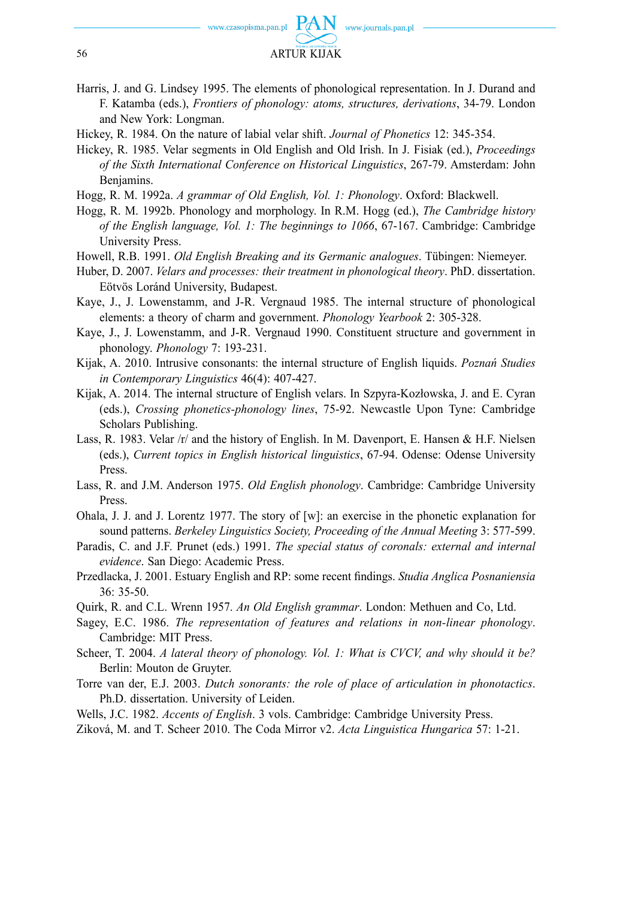Harris, J. and G. Lindsey 1995. The elements of phonological representation. In J. Durand and F. Katamba (eds.), *Frontiers of phonology: atoms, structures, derivations*, 34-79. London and New York: Longman.

Hickey, R. 1984. On the nature of labial velar shift. *Journal of Phonetics* 12: 345-354.

Hickey, R. 1985. Velar segments in Old English and Old Irish. In J. Fisiak (ed.), *Proceedings of the Sixth International Conference on Historical Linguistics*, 267-79. Amsterdam: John Benjamins.

Hogg, R. M. 1992a. *A grammar of Old English, Vol. 1: Phonology*. Oxford: Blackwell.

Hogg, R. M. 1992b. Phonology and morphology. In R.M. Hogg (ed.), *The Cambridge history of the English language, Vol. 1: The beginnings to 1066*, 67-167. Cambridge: Cambridge University Press.

Howell, R.B. 1991. *Old English Breaking and its Germanic analogues*. Tübingen: Niemeyer.

Huber, D. 2007. *Velars and processes: their treatment in phonological theory*. PhD. dissertation. Eötvös Loránd University, Budapest.

Kaye, J., J. Lowenstamm, and J-R. Vergnaud 1985. The internal structure of phonological elements: a theory of charm and government. *Phonology Yearbook* 2: 305-328.

Kaye, J., J. Lowenstamm, and J-R. Vergnaud 1990. Constituent structure and government in phonology. *Phonology* 7: 193-231.

Kijak, A. 2010. Intrusive consonants: the internal structure of English liquids. *Poznań Studies in Contemporary Linguistics* 46(4): 407-427.

Kijak, A. 2014. The internal structure of English velars. In Szpyra-Kozłowska, J. and E. Cyran (eds.), *Crossing phonetics-phonology lines*, 75-92. Newcastle Upon Tyne: Cambridge Scholars Publishing.

Lass, R. 1983. Velar /r/ and the history of English. In M. Davenport, E. Hansen & H.F. Nielsen (eds.), *Current topics in English historical linguistics*, 67-94. Odense: Odense University Press.

Lass, R. and J.M. Anderson 1975. *Old English phonology*. Cambridge: Cambridge University Press.

Ohala, J. J. and J. Lorentz 1977. The story of [w]: an exercise in the phonetic explanation for sound patterns. *Berkeley Linguistics Society, Proceeding of the Annual Meeting* 3: 577-599.

Paradis, C. and J.F. Prunet (eds.) 1991. *The special status of coronals: external and internal evidence*. San Diego: Academic Press.

Przedlacka, J. 2001. Estuary English and RP: some recent findings. *Studia Anglica Posnaniensia* 36: 35-50.

Quirk, R. and C.L. Wrenn 1957. *An Old English grammar*. London: Methuen and Co, Ltd.

Sagey, E.C. 1986. *The representation of features and relations in non-linear phonology*. Cambridge: MIT Press.

Scheer, T. 2004. *A lateral theory of phonology. Vol. 1: What is CVCV, and why should it be?* Berlin: Mouton de Gruyter.

Torre van der, E.J. 2003. *Dutch sonorants: the role of place of articulation in phonotactics*. Ph.D. dissertation. University of Leiden.

Wells, J.C. 1982. *Accents of English*. 3 vols. Cambridge: Cambridge University Press.

Ziková, M. and T. Scheer 2010. The Coda Mirror v2. *Acta Linguistica Hungarica* 57: 1-21.